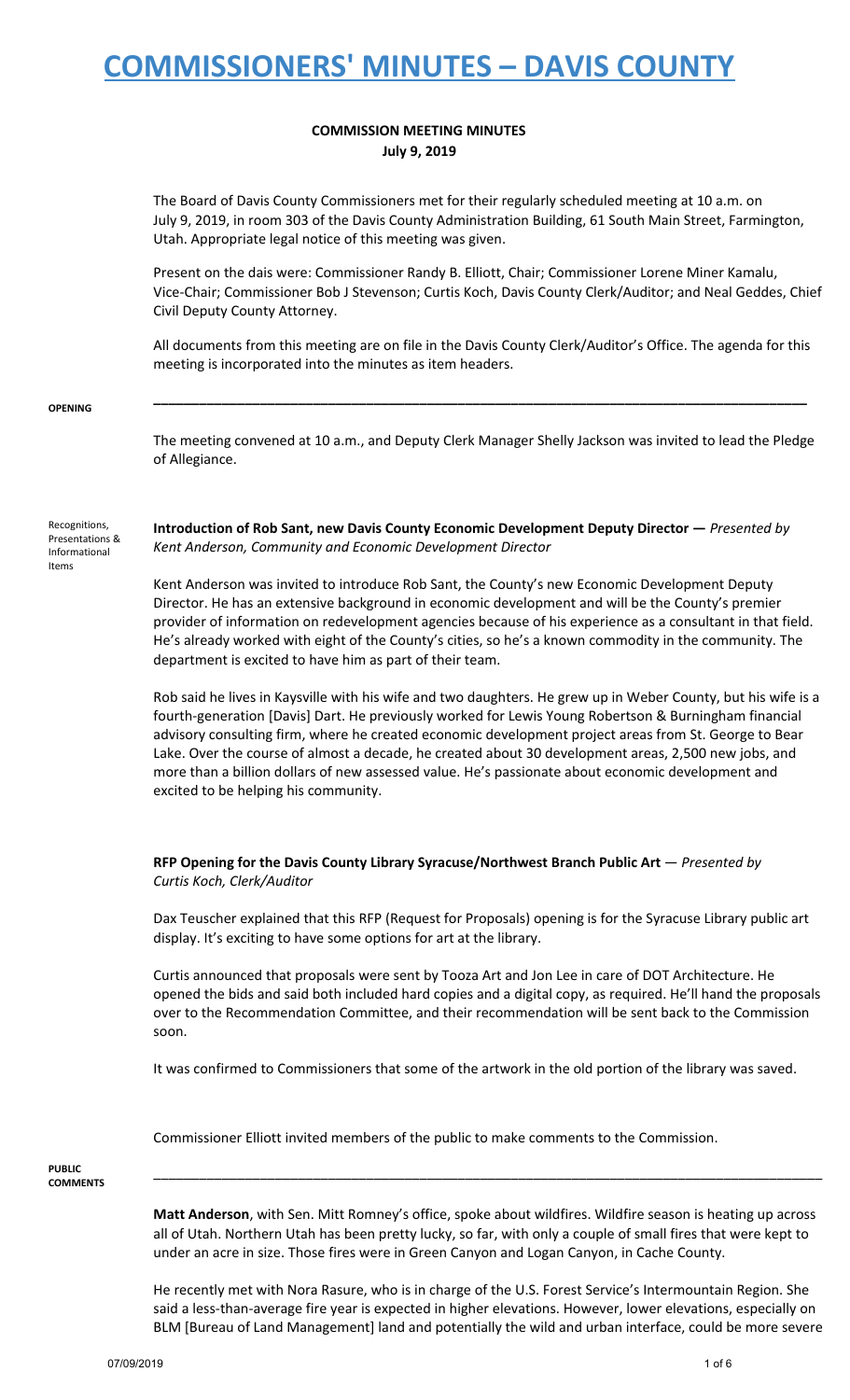# COMMISSIONERS' MINUTES – DAVIS COUNTY

**COMMISSION MEETING MINUTES**
**July 9, 2019**

The Board of Davis County Commissioners met for their regularly scheduled meeting at 10 a.m. on July 9, 2019, in room 303 of the Davis County Administration Building, 61 South Main Street, Farmington, Utah. Appropriate legal notice of this meeting was given.

Present on the dais were: Commissioner Randy B. Elliott, Chair; Commissioner Lorene Miner Kamalu, Vice-Chair; Commissioner Bob J Stevenson; Curtis Koch, Davis County Clerk/Auditor; and Neal Geddes, Chief Civil Deputy County Attorney.

All documents from this meeting are on file in the Davis County Clerk/Auditor's Office. The agenda for this meeting is incorporated into the minutes as item headers.

---

**OPENING**

The meeting convened at 10 a.m., and Deputy Clerk Manager Shelly Jackson was invited to lead the Pledge of Allegiance.

Recognitions, Presentations & Informational Items

**Introduction of Rob Sant, new Davis County Economic Development Deputy Director —** *Presented by Kent Anderson, Community and Economic Development Director*

Kent Anderson was invited to introduce Rob Sant, the County's new Economic Development Deputy Director. He has an extensive background in economic development and will be the County's premier provider of information on redevelopment agencies because of his experience as a consultant in that field. He's already worked with eight of the County's cities, so he's a known commodity in the community. The department is excited to have him as part of their team.

Rob said he lives in Kaysville with his wife and two daughters. He grew up in Weber County, but his wife is a fourth-generation [Davis] Dart. He previously worked for Lewis Young Robertson & Burningham financial advisory consulting firm, where he created economic development project areas from St. George to Bear Lake. Over the course of almost a decade, he created about 30 development areas, 2,500 new jobs, and more than a billion dollars of new assessed value. He's passionate about economic development and excited to be helping his community.

**RFP Opening for the Davis County Library Syracuse/Northwest Branch Public Art** — *Presented by Curtis Koch, Clerk/Auditor*

Dax Teuscher explained that this RFP (Request for Proposals) opening is for the Syracuse Library public art display. It's exciting to have some options for art at the library.

Curtis announced that proposals were sent by Tooza Art and Jon Lee in care of DOT Architecture. He opened the bids and said both included hard copies and a digital copy, as required. He'll hand the proposals over to the Recommendation Committee, and their recommendation will be sent back to the Commission soon.

It was confirmed to Commissioners that some of the artwork in the old portion of the library was saved.

Commissioner Elliott invited members of the public to make comments to the Commission.

---

**PUBLIC COMMENTS**

**Matt Anderson**, with Sen. Mitt Romney's office, spoke about wildfires. Wildfire season is heating up across all of Utah. Northern Utah has been pretty lucky, so far, with only a couple of small fires that were kept to under an acre in size. Those fires were in Green Canyon and Logan Canyon, in Cache County.

He recently met with Nora Rasure, who is in charge of the U.S. Forest Service's Intermountain Region. She said a less-than-average fire year is expected in higher elevations. However, lower elevations, especially on BLM [Bureau of Land Management] land and potentially the wild and urban interface, could be more severe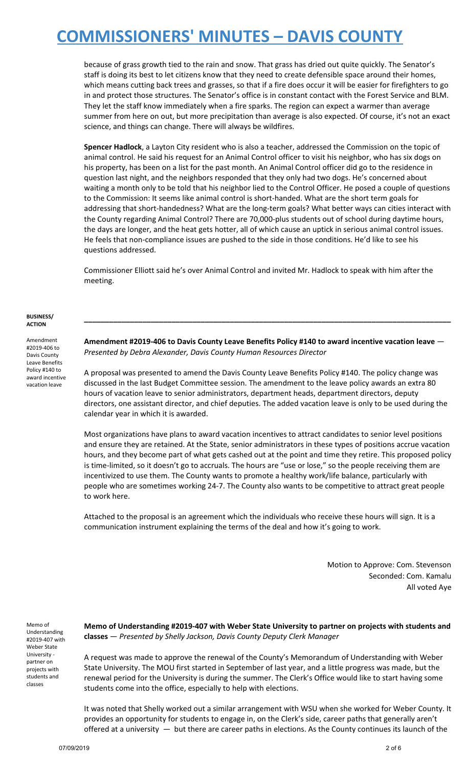because of grass growth tied to the rain and snow. That grass has dried out quite quickly. The Senator's staff is doing its best to let citizens know that they need to create defensible space around their homes, which means cutting back trees and grasses, so that if a fire does occur it will be easier for firefighters to go in and protect those structures. The Senator's office is in constant contact with the Forest Service and BLM. They let the staff know immediately when a fire sparks. The region can expect a warmer than average summer from here on out, but more precipitation than average is also expected. Of course, it's not an exact science, and things can change. There will always be wildfires.

**Spencer Hadlock**, a Layton City resident who is also a teacher, addressed the Commission on the topic of animal control. He said his request for an Animal Control officer to visit his neighbor, who has six dogs on his property, has been on a list for the past month. An Animal Control officer did go to the residence in question last night, and the neighbors responded that they only had two dogs. He's concerned about waiting a month only to be told that his neighbor lied to the Control Officer. He posed a couple of questions to the Commission: It seems like animal control is short-handed. What are the short term goals for addressing that short-handedness? What are the long-term goals? What better ways can cities interact with the County regarding Animal Control? There are 70,000-plus students out of school during daytime hours, the days are longer, and the heat gets hotter, all of which cause an uptick in serious animal control issues. He feels that non-compliance issues are pushed to the side in those conditions. He'd like to see his questions addressed.

Commissioner Elliott said he's over Animal Control and invited Mr. Hadlock to speak with him after the meeting.

**BUSINESS/ ACTION**

---

Amendment #2019-406 to Davis County Leave Benefits Policy #140 to award incentive vacation leave

**Amendment #2019-406 to Davis County Leave Benefits Policy #140 to award incentive vacation leave** — *Presented by Debra Alexander, Davis County Human Resources Director*

A proposal was presented to amend the Davis County Leave Benefits Policy #140. The policy change was discussed in the last Budget Committee session. The amendment to the leave policy awards an extra 80 hours of vacation leave to senior administrators, department heads, department directors, deputy directors, one assistant director, and chief deputies. The added vacation leave is only to be used during the calendar year in which it is awarded.

Most organizations have plans to award vacation incentives to attract candidates to senior level positions and ensure they are retained. At the State, senior administrators in these types of positions accrue vacation hours, and they become part of what gets cashed out at the point and time they retire. This proposed policy is time-limited, so it doesn't go to accruals. The hours are "use or lose," so the people receiving them are incentivized to use them. The County wants to promote a healthy work/life balance, particularly with people who are sometimes working 24-7. The County also wants to be competitive to attract great people to work here.

Attached to the proposal is an agreement which the individuals who receive these hours will sign. It is a communication instrument explaining the terms of the deal and how it's going to work.

Motion to Approve: Com. Stevenson
Seconded: Com. Kamalu
All voted Aye

Memo of Understanding #2019-407 with Weber State University - partner on projects with students and classes

**Memo of Understanding #2019-407 with Weber State University to partner on projects with students and classes** — *Presented by Shelly Jackson, Davis County Deputy Clerk Manager*

A request was made to approve the renewal of the County's Memorandum of Understanding with Weber State University. The MOU first started in September of last year, and a little progress was made, but the renewal period for the University is during the summer. The Clerk's Office would like to start having some students come into the office, especially to help with elections.

It was noted that Shelly worked out a similar arrangement with WSU when she worked for Weber County. It provides an opportunity for students to engage in, on the Clerk's side, career paths that generally aren't offered at a university — but there are career paths in elections. As the County continues its launch of the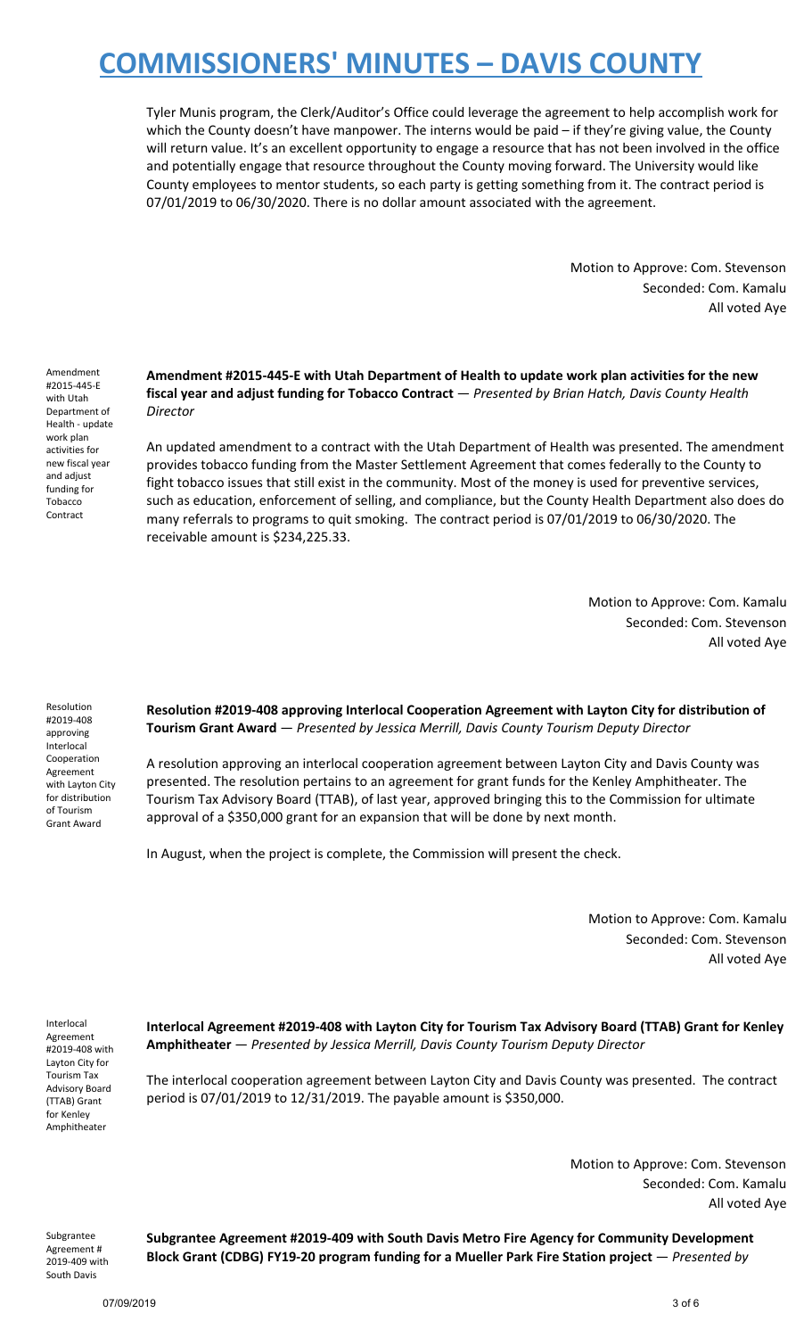Tyler Munis program, the Clerk/Auditor's Office could leverage the agreement to help accomplish work for which the County doesn't have manpower. The interns would be paid – if they're giving value, the County will return value. It's an excellent opportunity to engage a resource that has not been involved in the office and potentially engage that resource throughout the County moving forward. The University would like County employees to mentor students, so each party is getting something from it. The contract period is 07/01/2019 to 06/30/2020. There is no dollar amount associated with the agreement.

Motion to Approve: Com. Stevenson
Seconded: Com. Kamalu
All voted Aye

Amendment #2015-445-E with Utah Department of Health - update work plan activities for new fiscal year and adjust funding for Tobacco Contract

**Amendment #2015-445-E with Utah Department of Health to update work plan activities for the new fiscal year and adjust funding for Tobacco Contract** — *Presented by Brian Hatch, Davis County Health Director*

An updated amendment to a contract with the Utah Department of Health was presented. The amendment provides tobacco funding from the Master Settlement Agreement that comes federally to the County to fight tobacco issues that still exist in the community. Most of the money is used for preventive services, such as education, enforcement of selling, and compliance, but the County Health Department also does do many referrals to programs to quit smoking. The contract period is 07/01/2019 to 06/30/2020. The receivable amount is $234,225.33.

Motion to Approve: Com. Kamalu
Seconded: Com. Stevenson
All voted Aye

Resolution #2019-408 approving Interlocal Cooperation Agreement with Layton City for distribution of Tourism Grant Award

**Resolution #2019-408 approving Interlocal Cooperation Agreement with Layton City for distribution of Tourism Grant Award** — *Presented by Jessica Merrill, Davis County Tourism Deputy Director*

A resolution approving an interlocal cooperation agreement between Layton City and Davis County was presented. The resolution pertains to an agreement for grant funds for the Kenley Amphitheater. The Tourism Tax Advisory Board (TTAB), of last year, approved bringing this to the Commission for ultimate approval of a $350,000 grant for an expansion that will be done by next month.

In August, when the project is complete, the Commission will present the check.

Motion to Approve: Com. Kamalu
Seconded: Com. Stevenson
All voted Aye

Interlocal Agreement #2019-408 with Layton City for Tourism Tax Advisory Board (TTAB) Grant for Kenley Amphitheater

**Interlocal Agreement #2019-408 with Layton City for Tourism Tax Advisory Board (TTAB) Grant for Kenley Amphitheater** — *Presented by Jessica Merrill, Davis County Tourism Deputy Director*

The interlocal cooperation agreement between Layton City and Davis County was presented. The contract period is 07/01/2019 to 12/31/2019. The payable amount is $350,000.

Motion to Approve: Com. Stevenson
Seconded: Com. Kamalu
All voted Aye

Subgrantee Agreement # 2019-409 with South Davis

**Subgrantee Agreement #2019-409 with South Davis Metro Fire Agency for Community Development Block Grant (CDBG) FY19-20 program funding for a Mueller Park Fire Station project** — *Presented by*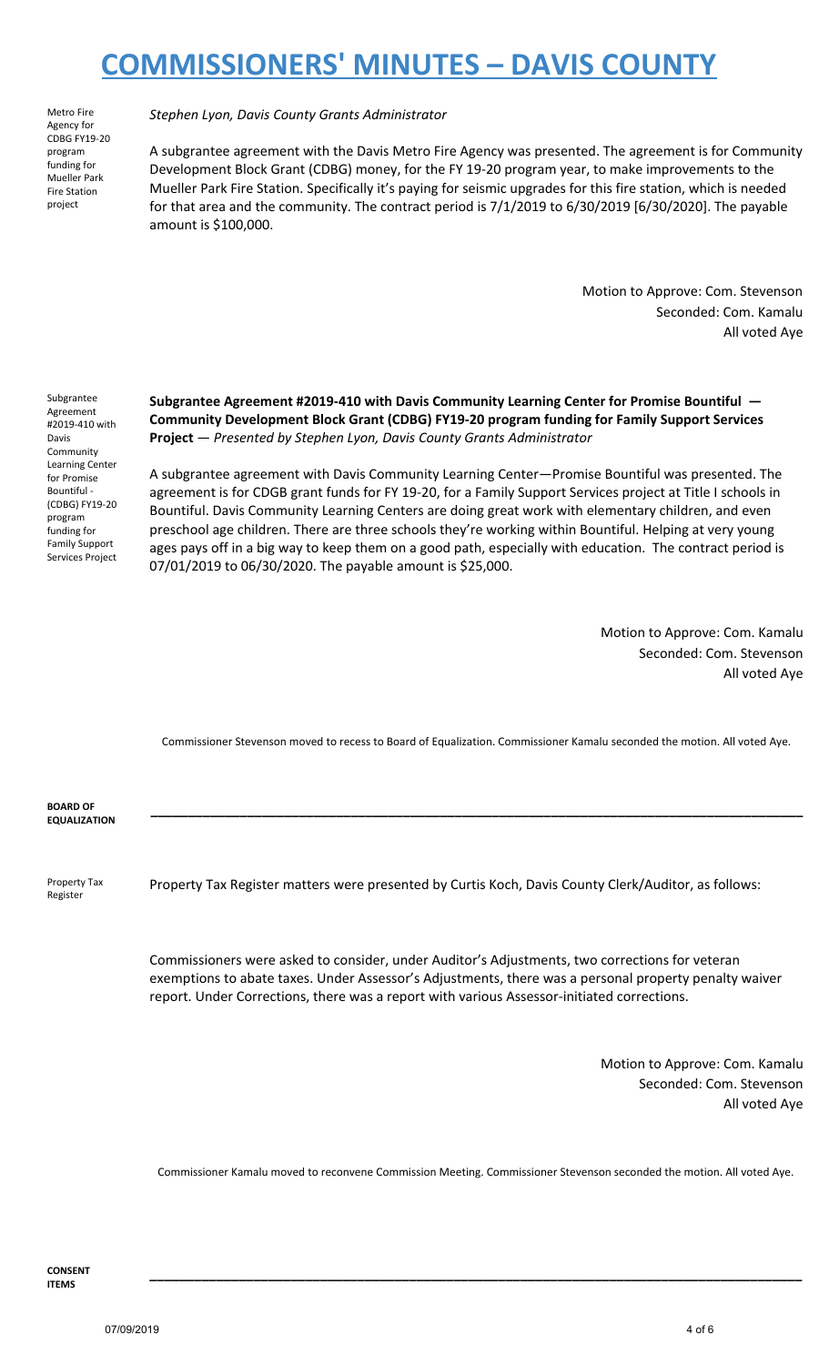# COMMISSIONERS' MINUTES – DAVIS COUNTY

Metro Fire Agency for CDBG FY19-20 program funding for Mueller Park Fire Station project

*Stephen Lyon, Davis County Grants Administrator*

A subgrantee agreement with the Davis Metro Fire Agency was presented. The agreement is for Community Development Block Grant (CDBG) money, for the FY 19-20 program year, to make improvements to the Mueller Park Fire Station. Specifically it's paying for seismic upgrades for this fire station, which is needed for that area and the community. The contract period is 7/1/2019 to 6/30/2019 [6/30/2020]. The payable amount is $100,000.

Motion to Approve: Com. Stevenson
Seconded: Com. Kamalu
All voted Aye

Subgrantee Agreement #2019-410 with Davis Community Learning Center for Promise Bountiful - (CDBG) FY19-20 program funding for Family Support Services Project

**Subgrantee Agreement #2019-410 with Davis Community Learning Center for Promise Bountiful — Community Development Block Grant (CDBG) FY19-20 program funding for Family Support Services Project** — *Presented by Stephen Lyon, Davis County Grants Administrator*

A subgrantee agreement with Davis Community Learning Center—Promise Bountiful was presented. The agreement is for CDGB grant funds for FY 19-20, for a Family Support Services project at Title I schools in Bountiful. Davis Community Learning Centers are doing great work with elementary children, and even preschool age children. There are three schools they're working within Bountiful. Helping at very young ages pays off in a big way to keep them on a good path, especially with education. The contract period is 07/01/2019 to 06/30/2020. The payable amount is $25,000.

Motion to Approve: Com. Kamalu
Seconded: Com. Stevenson
All voted Aye

Commissioner Stevenson moved to recess to Board of Equalization. Commissioner Kamalu seconded the motion. All voted Aye.

**BOARD OF EQUALIZATION**

---

Property Tax Register

Property Tax Register matters were presented by Curtis Koch, Davis County Clerk/Auditor, as follows:

Commissioners were asked to consider, under Auditor's Adjustments, two corrections for veteran exemptions to abate taxes. Under Assessor's Adjustments, there was a personal property penalty waiver report. Under Corrections, there was a report with various Assessor-initiated corrections.

Motion to Approve: Com. Kamalu
Seconded: Com. Stevenson
All voted Aye

Commissioner Kamalu moved to reconvene Commission Meeting. Commissioner Stevenson seconded the motion. All voted Aye.

**CONSENT ITEMS**

---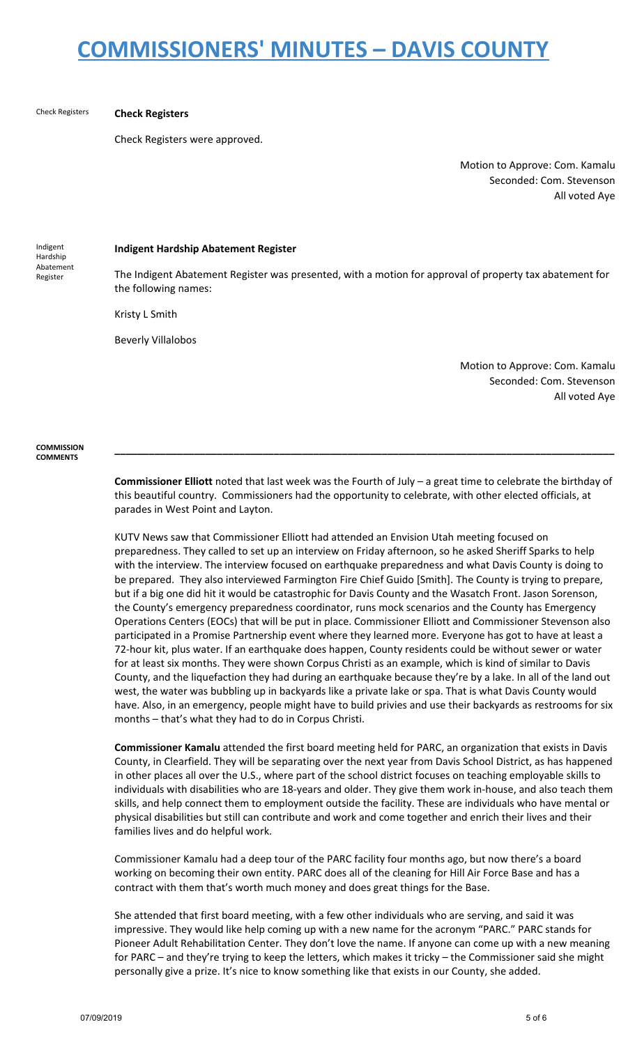Check Registers

**Check Registers**

Check Registers were approved.

Motion to Approve: Com. Kamalu
Seconded: Com. Stevenson
All voted Aye

Indigent Hardship Abatement Register

**Indigent Hardship Abatement Register**

The Indigent Abatement Register was presented, with a motion for approval of property tax abatement for the following names:

Kristy L Smith

Beverly Villalobos

Motion to Approve: Com. Kamalu
Seconded: Com. Stevenson
All voted Aye

**COMMISSION COMMENTS**

---

**Commissioner Elliott** noted that last week was the Fourth of July – a great time to celebrate the birthday of this beautiful country. Commissioners had the opportunity to celebrate, with other elected officials, at parades in West Point and Layton.

KUTV News saw that Commissioner Elliott had attended an Envision Utah meeting focused on preparedness. They called to set up an interview on Friday afternoon, so he asked Sheriff Sparks to help with the interview. The interview focused on earthquake preparedness and what Davis County is doing to be prepared. They also interviewed Farmington Fire Chief Guido [Smith]. The County is trying to prepare, but if a big one did hit it would be catastrophic for Davis County and the Wasatch Front. Jason Sorenson, the County's emergency preparedness coordinator, runs mock scenarios and the County has Emergency Operations Centers (EOCs) that will be put in place. Commissioner Elliott and Commissioner Stevenson also participated in a Promise Partnership event where they learned more. Everyone has got to have at least a 72-hour kit, plus water. If an earthquake does happen, County residents could be without sewer or water for at least six months. They were shown Corpus Christi as an example, which is kind of similar to Davis County, and the liquefaction they had during an earthquake because they're by a lake. In all of the land out west, the water was bubbling up in backyards like a private lake or spa. That is what Davis County would have. Also, in an emergency, people might have to build privies and use their backyards as restrooms for six months – that's what they had to do in Corpus Christi.

**Commissioner Kamalu** attended the first board meeting held for PARC, an organization that exists in Davis County, in Clearfield. They will be separating over the next year from Davis School District, as has happened in other places all over the U.S., where part of the school district focuses on teaching employable skills to individuals with disabilities who are 18-years and older. They give them work in-house, and also teach them skills, and help connect them to employment outside the facility. These are individuals who have mental or physical disabilities but still can contribute and work and come together and enrich their lives and their families lives and do helpful work.

Commissioner Kamalu had a deep tour of the PARC facility four months ago, but now there's a board working on becoming their own entity. PARC does all of the cleaning for Hill Air Force Base and has a contract with them that's worth much money and does great things for the Base.

She attended that first board meeting, with a few other individuals who are serving, and said it was impressive. They would like help coming up with a new name for the acronym "PARC." PARC stands for Pioneer Adult Rehabilitation Center. They don't love the name. If anyone can come up with a new meaning for PARC – and they're trying to keep the letters, which makes it tricky – the Commissioner said she might personally give a prize. It's nice to know something like that exists in our County, she added.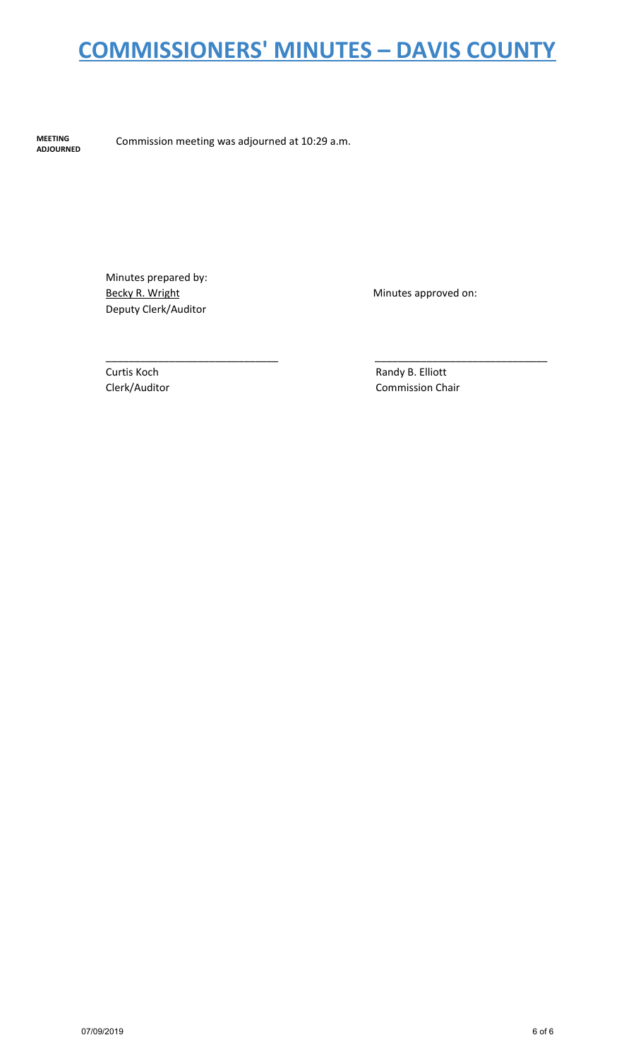# COMMISSIONERS' MINUTES – DAVIS COUNTY

**MEETING ADJOURNED**

Commission meeting was adjourned at 10:29 a.m.

Minutes prepared by:
Becky R. Wright
Deputy Clerk/Auditor

Minutes approved on:

\_\_\_\_\_\_\_\_\_\_\_\_\_\_\_\_\_\_\_\_\_\_\_\_\_\_\_\_\_\_
Curtis Koch
Clerk/Auditor

\_\_\_\_\_\_\_\_\_\_\_\_\_\_\_\_\_\_\_\_\_\_\_\_\_\_\_\_\_\_
Randy B. Elliott
Commission Chair